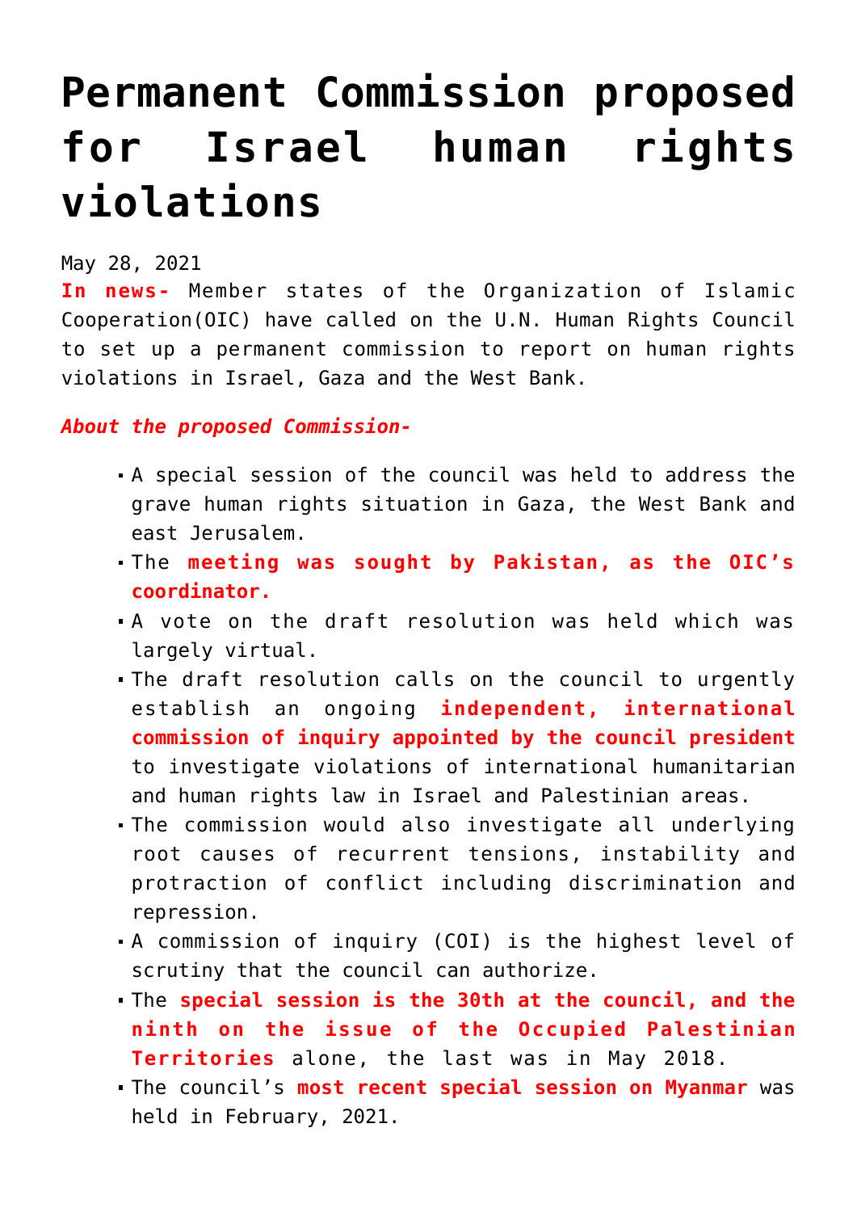# Permanent Commission proposed for Israel human rights violations

May 28, 2021

**In news-** Member states of the Organization of Islamic Cooperation(OIC) have called on the U.N. Human Rights Council to set up a permanent commission to report on human rights violations in Israel, Gaza and the West Bank.

***About the proposed Commission-***

- A special session of the council was held to address the grave human rights situation in Gaza, the West Bank and east Jerusalem.
- The **meeting was sought by Pakistan, as the OIC's coordinator.**
- A vote on the draft resolution was held which was largely virtual.
- The draft resolution calls on the council to urgently establish an ongoing **independent, international commission of inquiry appointed by the council president** to investigate violations of international humanitarian and human rights law in Israel and Palestinian areas.
- The commission would also investigate all underlying root causes of recurrent tensions, instability and protraction of conflict including discrimination and repression.
- A commission of inquiry (COI) is the highest level of scrutiny that the council can authorize.
- The **special session is the 30th at the council, and the ninth on the issue of the Occupied Palestinian Territories** alone, the last was in May 2018.
- The council's **most recent special session on Myanmar** was held in February, 2021.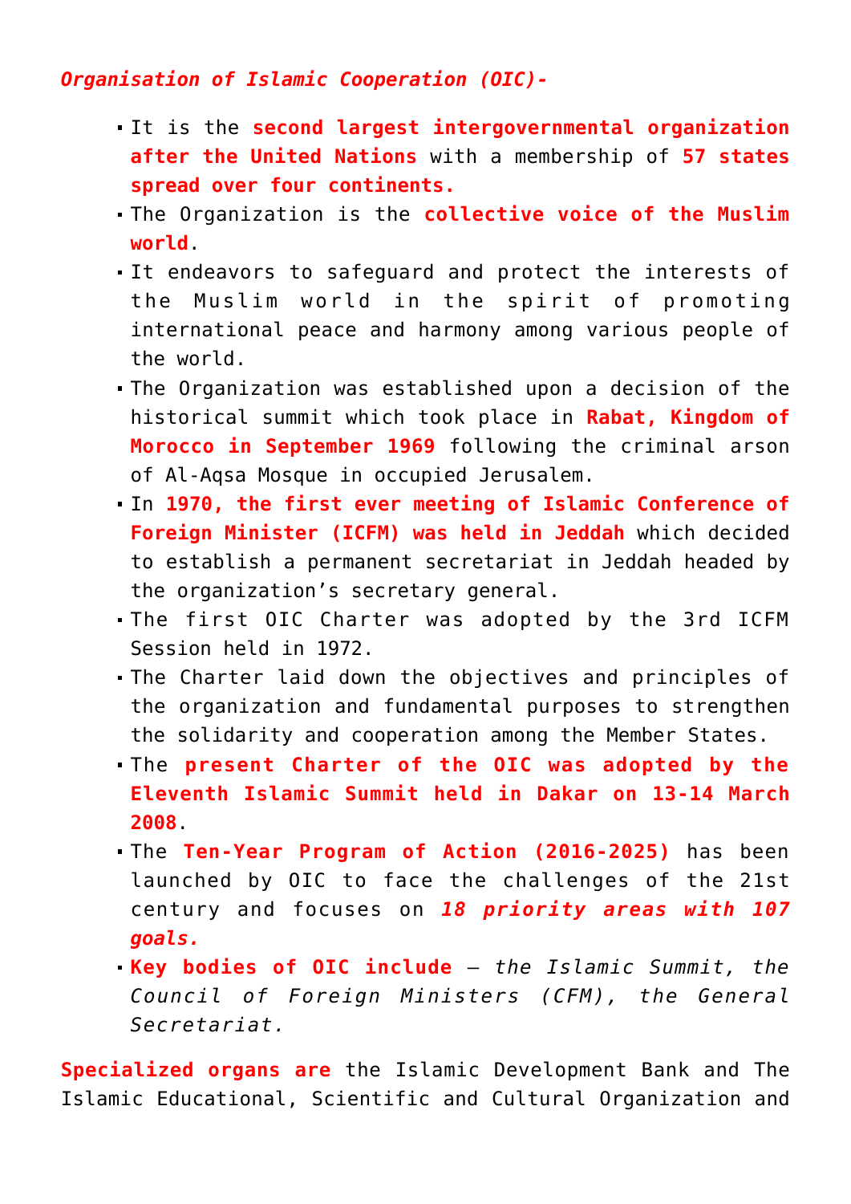***Organisation of Islamic Cooperation (OIC)-***

- It is the **second largest intergovernmental organization after the United Nations** with a membership of **57 states spread over four continents.**
- The Organization is the **collective voice of the Muslim world**.
- It endeavors to safeguard and protect the interests of the Muslim world in the spirit of promoting international peace and harmony among various people of the world.
- The Organization was established upon a decision of the historical summit which took place in **Rabat, Kingdom of Morocco in September 1969** following the criminal arson of Al-Aqsa Mosque in occupied Jerusalem.
- In **1970, the first ever meeting of Islamic Conference of Foreign Minister (ICFM) was held in Jeddah** which decided to establish a permanent secretariat in Jeddah headed by the organization's secretary general.
- The first OIC Charter was adopted by the 3rd ICFM Session held in 1972.
- The Charter laid down the objectives and principles of the organization and fundamental purposes to strengthen the solidarity and cooperation among the Member States.
- The **present Charter of the OIC was adopted by the Eleventh Islamic Summit held in Dakar on 13-14 March 2008**.
- The **Ten-Year Program of Action (2016-2025)** has been launched by OIC to face the challenges of the 21st century and focuses on ***18 priority areas with 107 goals.***
- **Key bodies of OIC include** – *the Islamic Summit, the Council of Foreign Ministers (CFM), the General Secretariat.*

**Specialized organs are** the Islamic Development Bank and The Islamic Educational, Scientific and Cultural Organization and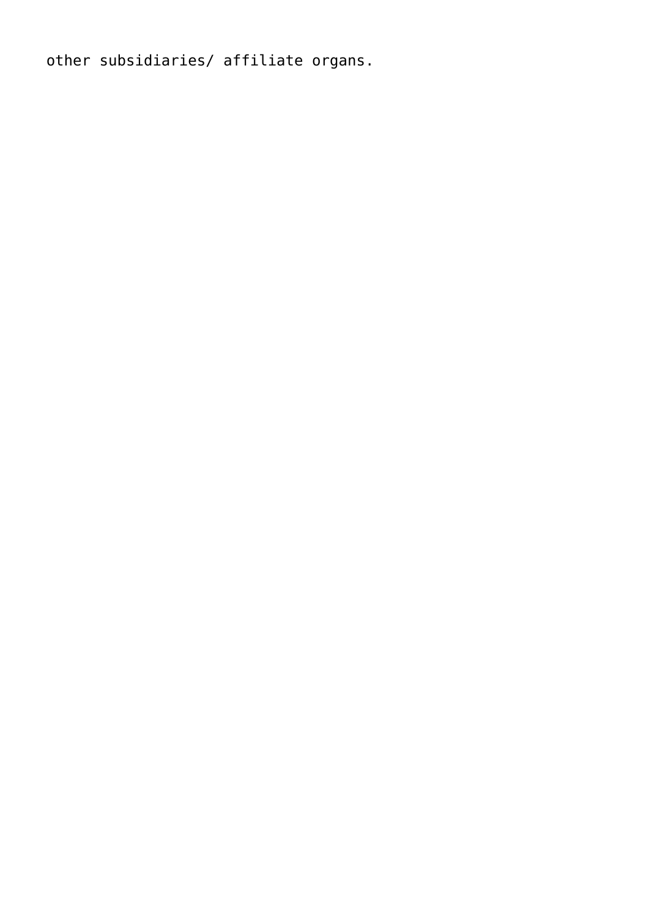other subsidiaries/ affiliate organs.